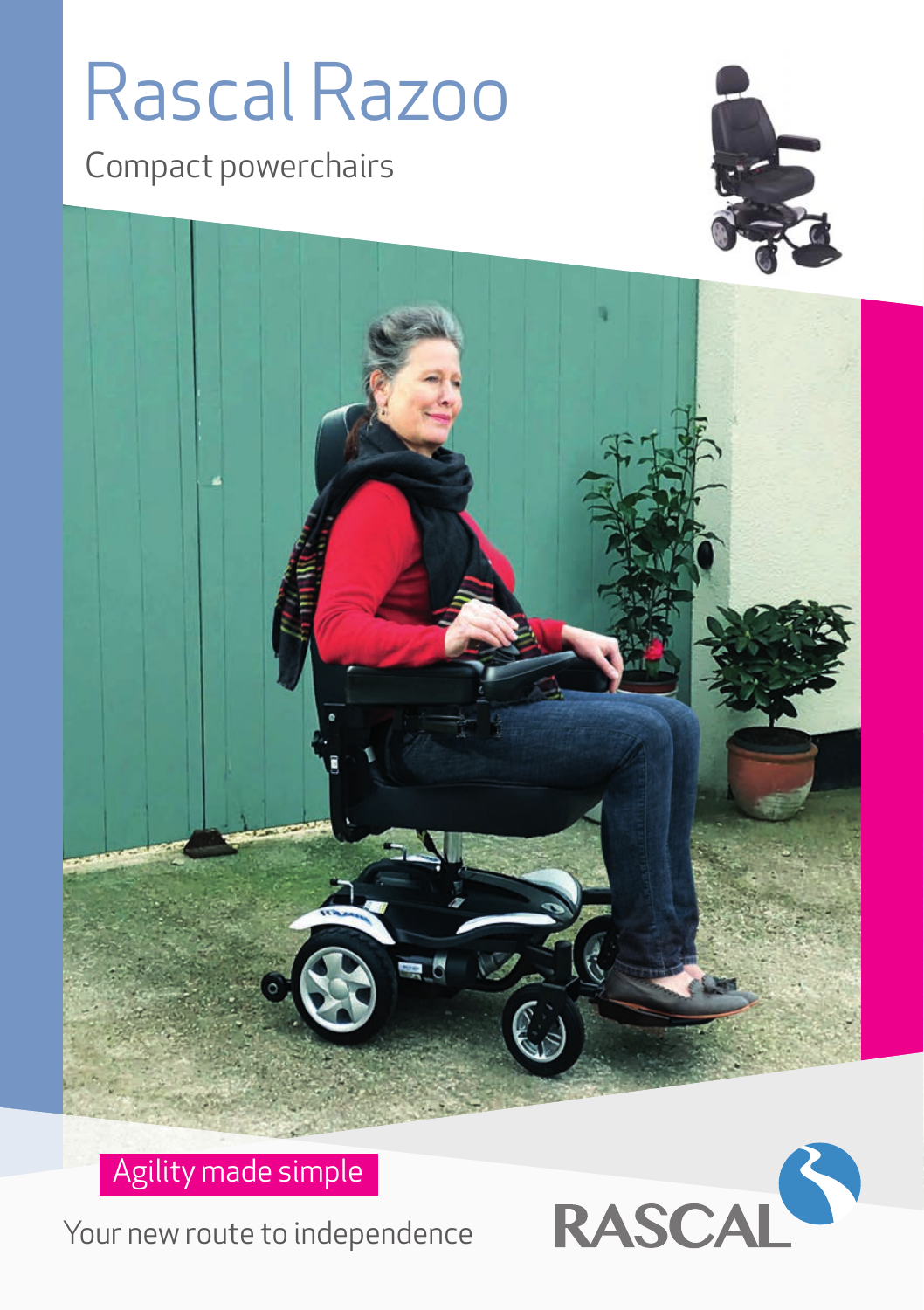# Rascal Razoo

Compact powerchairs

Agility made simple

Your new route to independence

RASCAL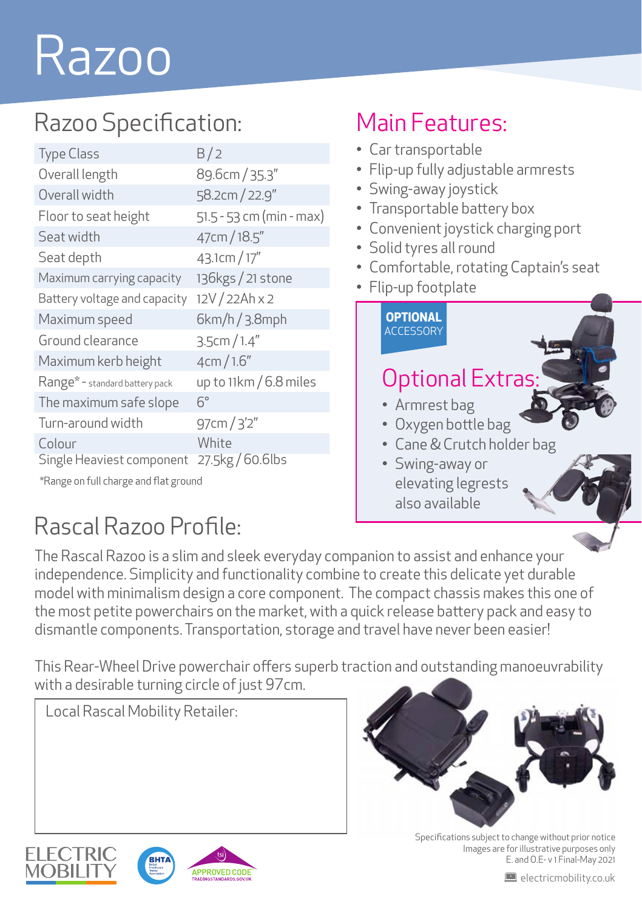# Razoo

## Razoo Specification:

| | |
|---|---|
| Type Class | B / 2 |
| Overall length | 89.6cm / 35.3" |
| Overall width | 58.2cm / 22.9" |
| Floor to seat height | 51.5 - 53 cm (min - max) |
| Seat width | 47cm / 18.5" |
| Seat depth | 43.1cm / 17" |
| Maximum carrying capacity | 136kgs / 21 stone |
| Battery voltage and capacity | 12V / 22Ah x 2 |
| Maximum speed | 6km/h / 3.8mph |
| Ground clearance | 3.5cm / 1.4" |
| Maximum kerb height | 4cm / 1.6" |
| Range* - standard battery pack | up to 11km / 6.8 miles |
| The maximum safe slope | 6° |
| Turn-around width | 97cm / 3'2" |
| Colour | White |
| Single Heaviest component | 27.5kg / 60.6lbs |

*Range on full charge and flat ground

## Main Features:

- Car transportable
- Flip-up fully adjustable armrests
- Swing-away joystick
- Transportable battery box
- Convenient joystick charging port
- Solid tyres all round
- Comfortable, rotating Captain's seat
- Flip-up footplate

**OPTIONAL** ACCESSORY

## Optional Extras:

- Armrest bag
- Oxygen bottle bag
- Cane & Crutch holder bag
- Swing-away or elevating legrests also available

## Rascal Razoo Profile:

The Rascal Razoo is a slim and sleek everyday companion to assist and enhance your independence. Simplicity and functionality combine to create this delicate yet durable model with minimalism design a core component. The compact chassis makes this one of the most petite powerchairs on the market, with a quick release battery pack and easy to dismantle components. Transportation, storage and travel have never been easier!

This Rear-Wheel Drive powerchair offers superb traction and outstanding manoeuvrability with a desirable turning circle of just 97cm.

Local Rascal Mobility Retailer:

Specifications subject to change without prior notice
Images are for illustrative purposes only
E. and O.E- v1 Final-May 2021

electricmobility.co.uk